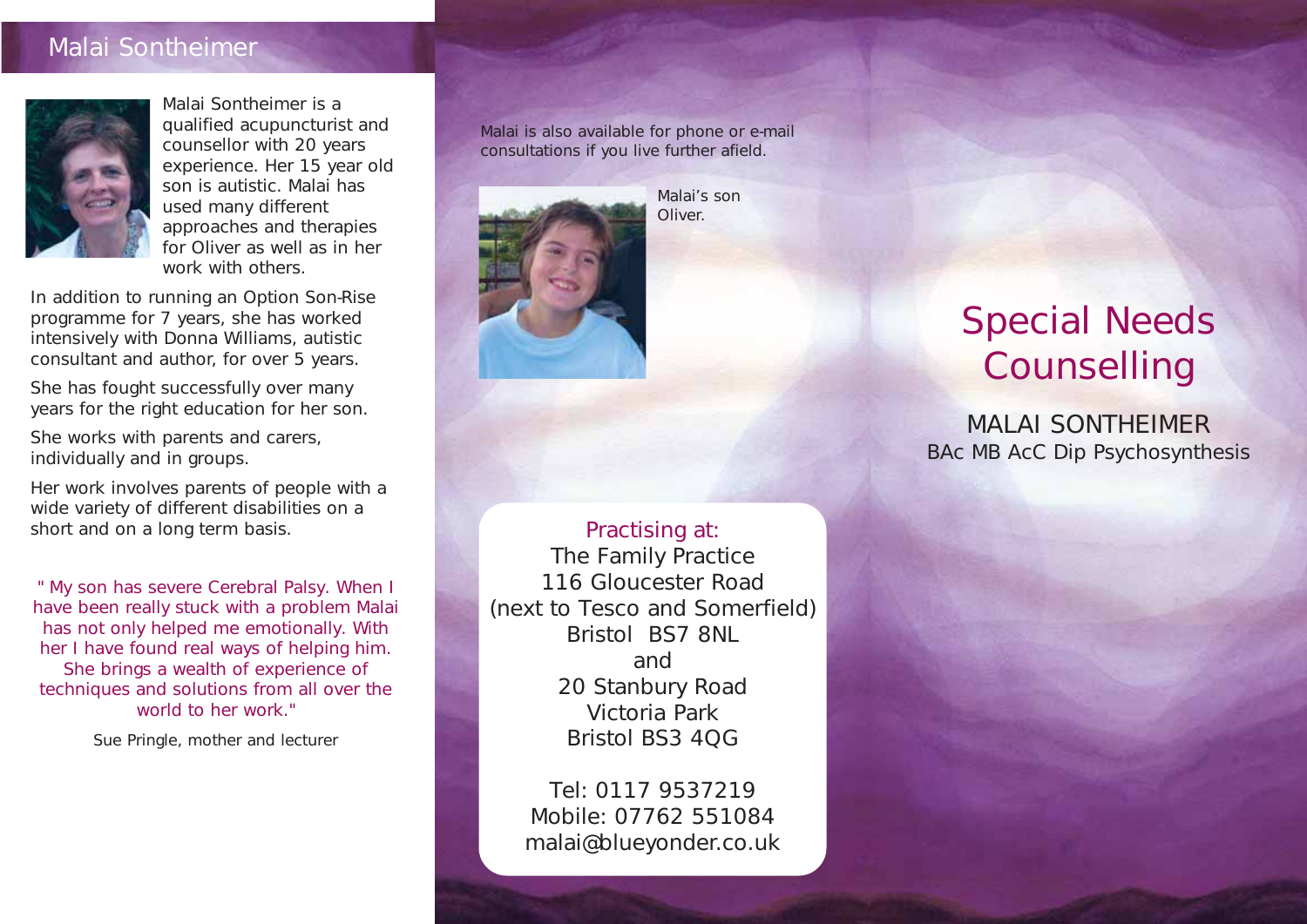## Malai Sontheimer

Malai Sontheimer is a qualified acupuncturist and counsellor with 20 years experience. Her 15 year old son is autistic. Malai has used many different approaches and therapies for Oliver as well as in her work with others.

In addition to running an Option Son-Rise programme for 7 years, she has worked intensively with Donna Williams, autistic consultant and author, for over 5 years.

She has fought successfully over many years for the right education for her son.

She works with parents and carers, individually and in groups.

Her work involves parents of people with a wide variety of different disabilities on a short and on a long term basis.

" My son has severe Cerebral Palsy. When I have been really stuck with a problem Malai has not only helped me emotionally. With her I have found real ways of helping him. She brings a wealth of experience of techniques and solutions from all over the world to her work."

Sue Pringle, mother and lecturer

Malai is also available for phone or e-mail consultations if you live further afield.

Malai's son Oliver.

Practising at:
The Family Practice
116 Gloucester Road
(next to Tesco and Somerfield)
Bristol BS7 8NL
and
20 Stanbury Road
Victoria Park
Bristol BS3 4QG

Tel: 0117 9537219
Mobile: 07762 551084
malai@blueyonder.co.uk

# Special Needs Counselling

MALAI SONTHEIMER
BAc MB AcC Dip Psychosynthesis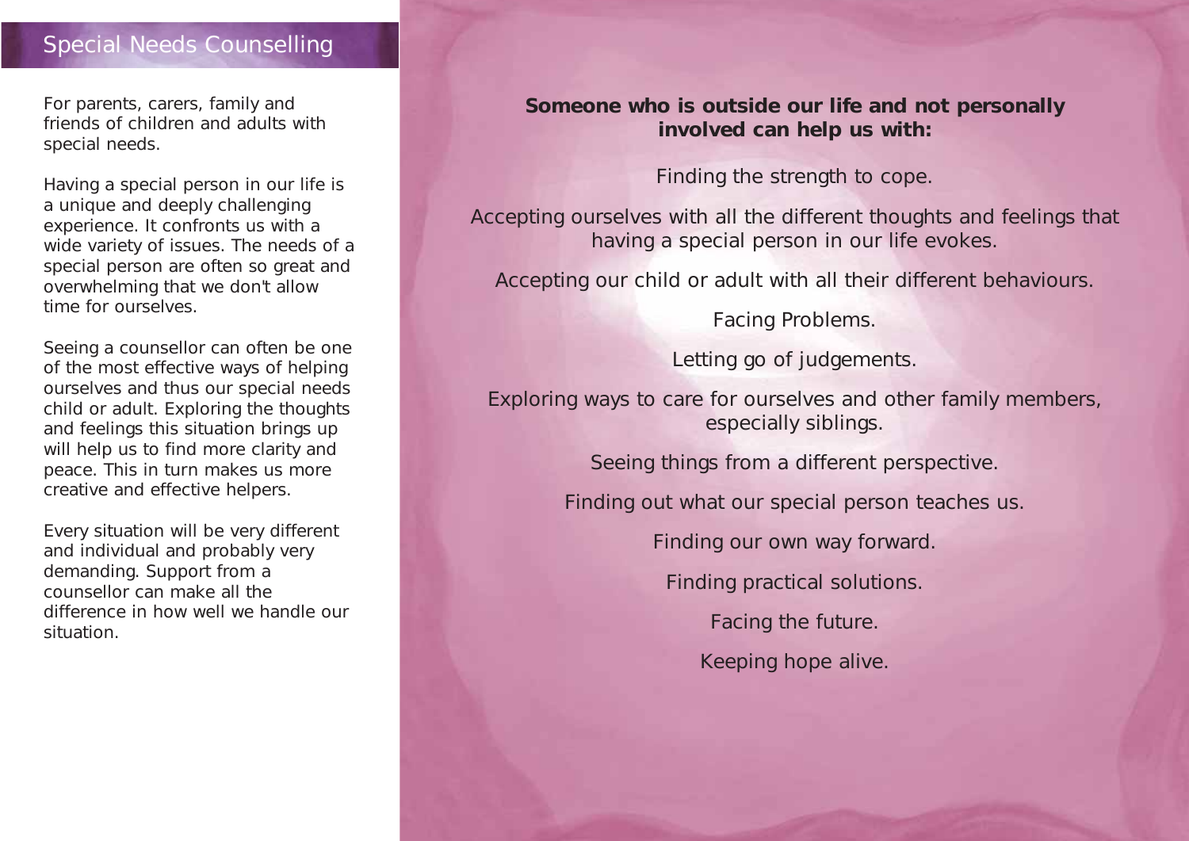## Special Needs Counselling

For parents, carers, family and friends of children and adults with special needs.

Having a special person in our life is a unique and deeply challenging experience. It confronts us with a wide variety of issues. The needs of a special person are often so great and overwhelming that we don't allow time for ourselves.

Seeing a counsellor can often be one of the most effective ways of helping ourselves and thus our special needs child or adult. Exploring the thoughts and feelings this situation brings up will help us to find more clarity and peace. This in turn makes us more creative and effective helpers.

Every situation will be very different and individual and probably very demanding. Support from a counsellor can make all the difference in how well we handle our situation.

**Someone who is outside our life and not personally involved can help us with:**

Finding the strength to cope.

Accepting ourselves with all the different thoughts and feelings that having a special person in our life evokes.

Accepting our child or adult with all their different behaviours.

Facing Problems.

Letting go of judgements.

Exploring ways to care for ourselves and other family members, especially siblings.

Seeing things from a different perspective.

Finding out what our special person teaches us.

Finding our own way forward.

Finding practical solutions.

Facing the future.

Keeping hope alive.